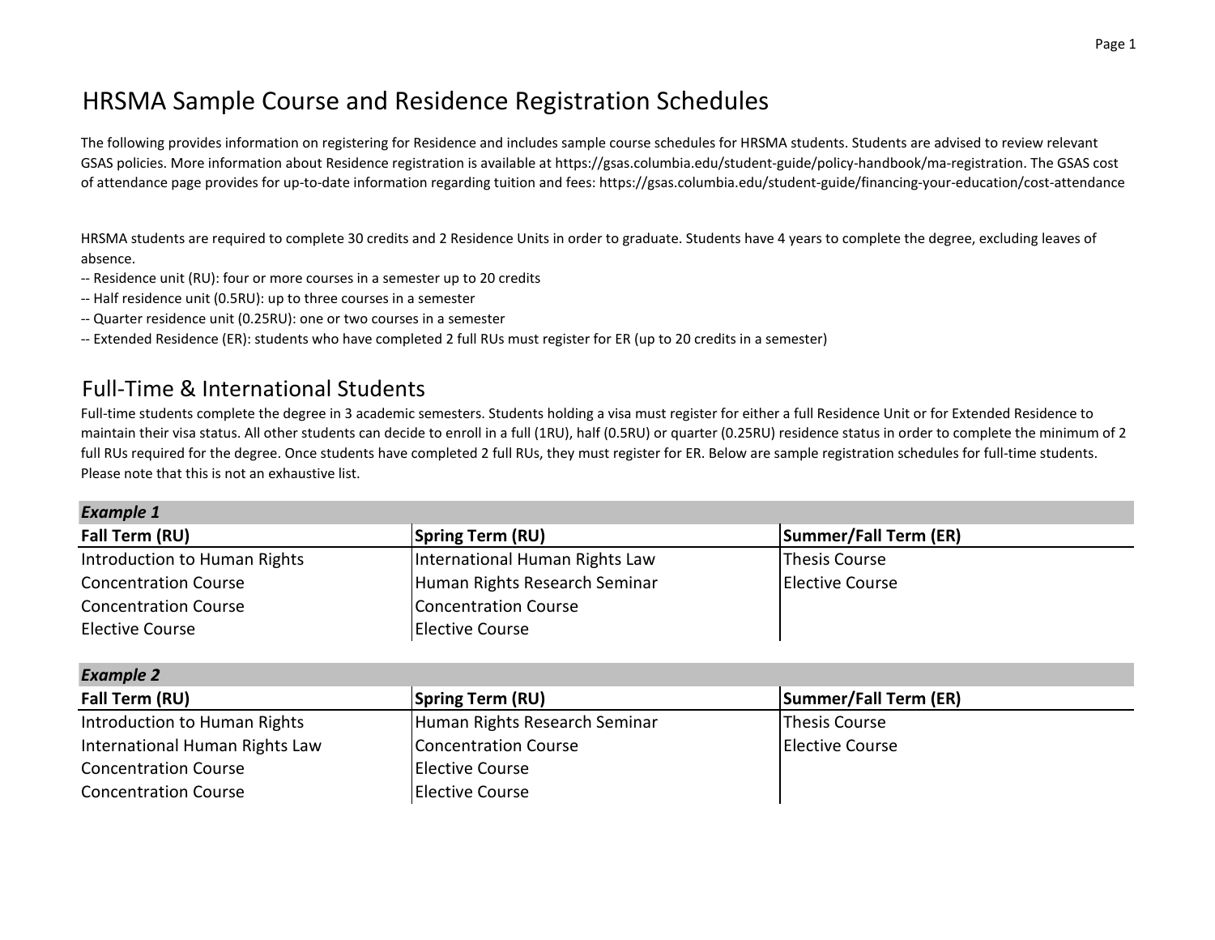# HRSMA Sample Course and Residence Registration Schedules

The following provides information on registering for Residence and includes sample course schedules for HRSMA students. Students are advised to review relevant GSAS policies. More information about Residence registration is available at https://gsas.columbia.edu/student-guide/policy-handbook/ma-registration. The GSAS cost of attendance page provides for up-to-date information regarding tuition and fees: https://gsas.columbia.edu/student-guide/financing-your-education/cost-attendance

HRSMA students are required to complete 30 credits and 2 Residence Units in order to graduate. Students have 4 years to complete the degree, excluding leaves of absence.

-- Residence unit (RU): four or more courses in a semester up to 20 credits
-- Half residence unit (0.5RU): up to three courses in a semester
-- Quarter residence unit (0.25RU): one or two courses in a semester
-- Extended Residence (ER): students who have completed 2 full RUs must register for ER (up to 20 credits in a semester)

## Full-Time & International Students

Full-time students complete the degree in 3 academic semesters. Students holding a visa must register for either a full Residence Unit or for Extended Residence to maintain their visa status. All other students can decide to enroll in a full (1RU), half (0.5RU) or quarter (0.25RU) residence status in order to complete the minimum of 2 full RUs required for the degree. Once students have completed 2 full RUs, they must register for ER. Below are sample registration schedules for full-time students. Please note that this is not an exhaustive list.

***Example 1***

| Fall Term (RU) | Spring Term (RU) | Summer/Fall Term (ER) |
|---|---|---|
| Introduction to Human Rights | International Human Rights Law | Thesis Course |
| Concentration Course | Human Rights Research Seminar | Elective Course |
| Concentration Course | Concentration Course | |
| Elective Course | Elective Course | |

***Example 2***

| Fall Term (RU) | Spring Term (RU) | Summer/Fall Term (ER) |
|---|---|---|
| Introduction to Human Rights | Human Rights Research Seminar | Thesis Course |
| International Human Rights Law | Concentration Course | Elective Course |
| Concentration Course | Elective Course | |
| Concentration Course | Elective Course | |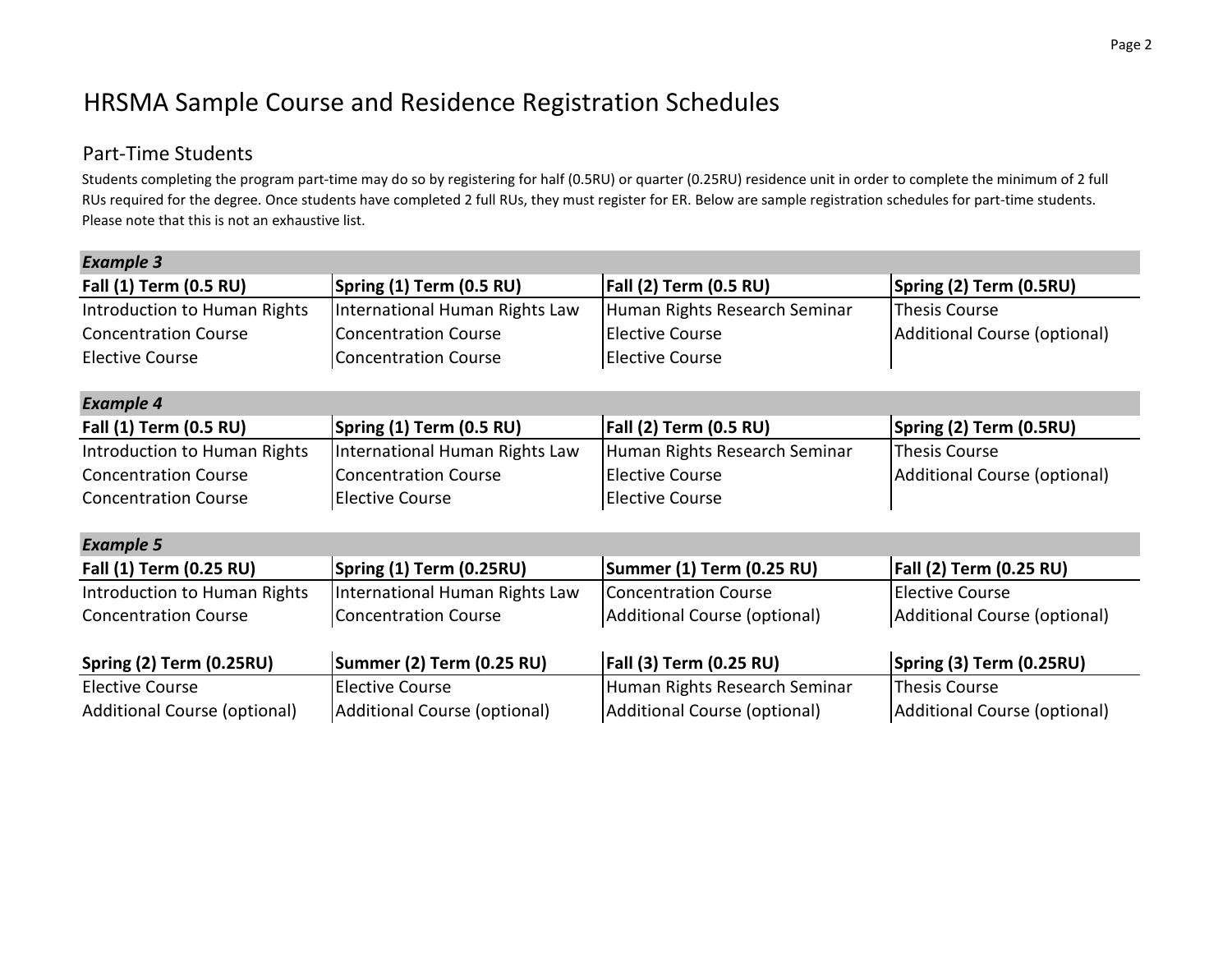# HRSMA Sample Course and Residence Registration Schedules

## Part-Time Students

Students completing the program part-time may do so by registering for half (0.5RU) or quarter (0.25RU) residence unit in order to complete the minimum of 2 full RUs required for the degree. Once students have completed 2 full RUs, they must register for ER. Below are sample registration schedules for part-time students. Please note that this is not an exhaustive list.

***Example 3***

| Fall (1) Term (0.5 RU) | Spring (1) Term (0.5 RU) | Fall (2) Term (0.5 RU) | Spring (2) Term (0.5RU) |
|---|---|---|---|
| Introduction to Human Rights | International Human Rights Law | Human Rights Research Seminar | Thesis Course |
| Concentration Course | Concentration Course | Elective Course | Additional Course (optional) |
| Elective Course | Concentration Course | Elective Course | |

***Example 4***

| Fall (1) Term (0.5 RU) | Spring (1) Term (0.5 RU) | Fall (2) Term (0.5 RU) | Spring (2) Term (0.5RU) |
|---|---|---|---|
| Introduction to Human Rights | International Human Rights Law | Human Rights Research Seminar | Thesis Course |
| Concentration Course | Concentration Course | Elective Course | Additional Course (optional) |
| Concentration Course | Elective Course | Elective Course | |

***Example 5***

| Fall (1) Term (0.25 RU) | Spring (1) Term (0.25RU) | Summer (1) Term (0.25 RU) | Fall (2) Term (0.25 RU) |
|---|---|---|---|
| Introduction to Human Rights | International Human Rights Law | Concentration Course | Elective Course |
| Concentration Course | Concentration Course | Additional Course (optional) | Additional Course (optional) |
| **Spring (2) Term (0.25RU)** | **Summer (2) Term (0.25 RU)** | **Fall (3) Term (0.25 RU)** | **Spring (3) Term (0.25RU)** |
| Elective Course | Elective Course | Human Rights Research Seminar | Thesis Course |
| Additional Course (optional) | Additional Course (optional) | Additional Course (optional) | Additional Course (optional) |